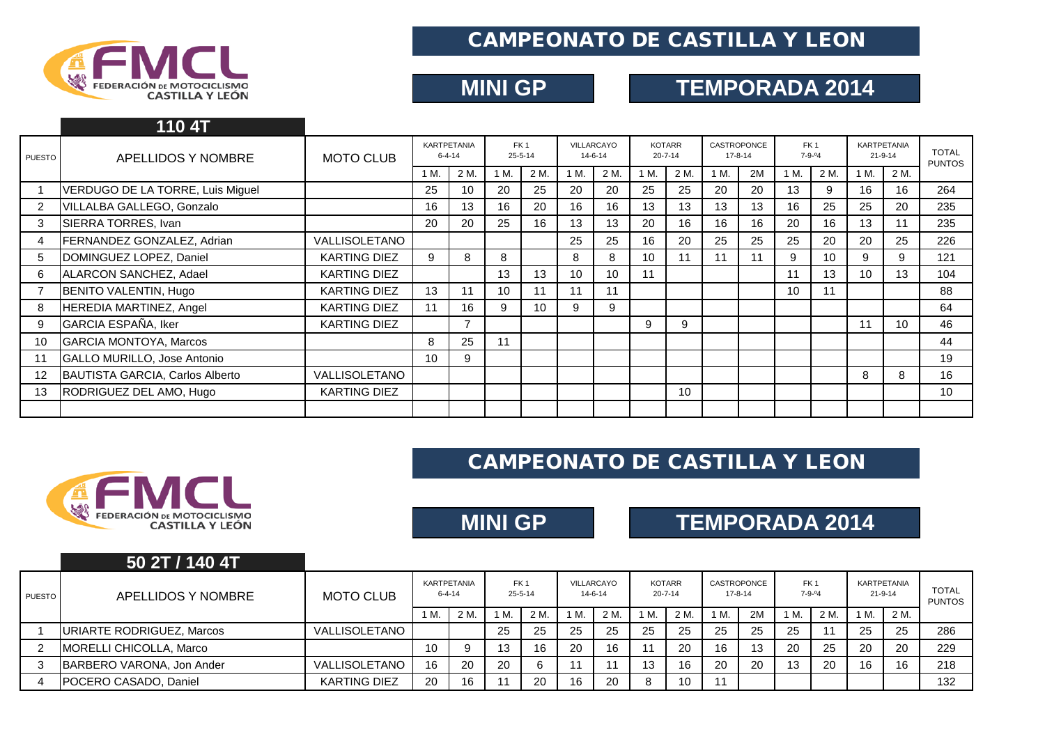# CAMPEONATO DE CASTILLA Y LEON

## MINI GP

## TEMPORADA 2014

### 110 4T

| PUESTO | APELLIDOS Y NOMBRE | MOTO CLUB | KARTPETANIA 6-4-14 | | FK 1 25-5-14 | | VILLARCAYO 14-6-14 | | KOTARR 20-7-14 | | CASTROPONCE 17-8-14 | | FK 1 7-9-º4 | | KARTPETANIA 21-9-14 | | TOTAL PUNTOS |
|---|---|---|---|---|---|---|---|---|---|---|---|---|---|---|---|---|---|
| | | | 1 M. | 2 M. | 1 M. | 2 M. | 1 M. | 2 M. | 1 M. | 2 M. | 1 M. | 2M | 1 M. | 2 M. | 1 M. | 2 M. | |
| 1 | VERDUGO DE LA TORRE, Luis Miguel | | 25 | 10 | 20 | 25 | 20 | 20 | 25 | 25 | 20 | 20 | 13 | 9 | 16 | 16 | 264 |
| 2 | VILLALBA GALLEGO, Gonzalo | | 16 | 13 | 16 | 20 | 16 | 16 | 13 | 13 | 13 | 13 | 16 | 25 | 25 | 20 | 235 |
| 3 | SIERRA TORRES, Ivan | | 20 | 20 | 25 | 16 | 13 | 13 | 20 | 16 | 16 | 16 | 20 | 16 | 13 | 11 | 235 |
| 4 | FERNANDEZ GONZALEZ, Adrian | VALLISOLETANO | | | | | 25 | 25 | 16 | 20 | 25 | 25 | 25 | 20 | 20 | 25 | 226 |
| 5 | DOMINGUEZ LOPEZ, Daniel | KARTING DIEZ | 9 | 8 | 8 | | 8 | 8 | 10 | 11 | 11 | 11 | 9 | 10 | 9 | 9 | 121 |
| 6 | ALARCON SANCHEZ, Adael | KARTING DIEZ | | | 13 | 13 | 10 | 10 | 11 | | | | 11 | 13 | 10 | 13 | 104 |
| 7 | BENITO VALENTIN, Hugo | KARTING DIEZ | 13 | 11 | 10 | 11 | 11 | 11 | | | | | 10 | 11 | | | 88 |
| 8 | HEREDIA MARTINEZ, Angel | KARTING DIEZ | 11 | 16 | 9 | 10 | 9 | 9 | | | | | | | | | 64 |
| 9 | GARCIA ESPAÑA, Iker | KARTING DIEZ | | 7 | | | | | 9 | 9 | | | | | 11 | 10 | 46 |
| 10 | GARCIA MONTOYA, Marcos | | 8 | 25 | 11 | | | | | | | | | | | | 44 |
| 11 | GALLO MURILLO, Jose Antonio | | 10 | 9 | | | | | | | | | | | | | 19 |
| 12 | BAUTISTA GARCIA, Carlos Alberto | VALLISOLETANO | | | | | | | | | | | | | 8 | 8 | 16 |
| 13 | RODRIGUEZ DEL AMO, Hugo | KARTING DIEZ | | | | | | | | 10 | | | | | | | 10 |
| | | | | | | | | | | | | | | | | | |

# CAMPEONATO DE CASTILLA Y LEON

## MINI GP

## TEMPORADA 2014

### 50 2T / 140 4T

| PUESTO | APELLIDOS Y NOMBRE | MOTO CLUB | KARTPETANIA 6-4-14 | | FK 1 25-5-14 | | VILLARCAYO 14-6-14 | | KOTARR 20-7-14 | | CASTROPONCE 17-8-14 | | FK 1 7-9-º4 | | KARTPETANIA 21-9-14 | | TOTAL PUNTOS |
|---|---|---|---|---|---|---|---|---|---|---|---|---|---|---|---|---|---|
| | | | 1 M. | 2 M. | 1 M. | 2 M. | 1 M. | 2 M. | 1 M. | 2 M. | 1 M. | 2M | 1 M. | 2 M. | 1 M. | 2 M. | |
| 1 | URIARTE RODRIGUEZ, Marcos | VALLISOLETANO | | | 25 | 25 | 25 | 25 | 25 | 25 | 25 | 25 | 25 | 11 | 25 | 25 | 286 |
| 2 | MORELLI CHICOLLA, Marco | | 10 | 9 | 13 | 16 | 20 | 16 | 11 | 20 | 16 | 13 | 20 | 25 | 20 | 20 | 229 |
| 3 | BARBERO VARONA, Jon Ander | VALLISOLETANO | 16 | 20 | 20 | 6 | 11 | 11 | 13 | 16 | 20 | 20 | 13 | 20 | 16 | 16 | 218 |
| 4 | POCERO CASADO, Daniel | KARTING DIEZ | 20 | 16 | 11 | 20 | 16 | 20 | 8 | 10 | 11 | | | | | | 132 |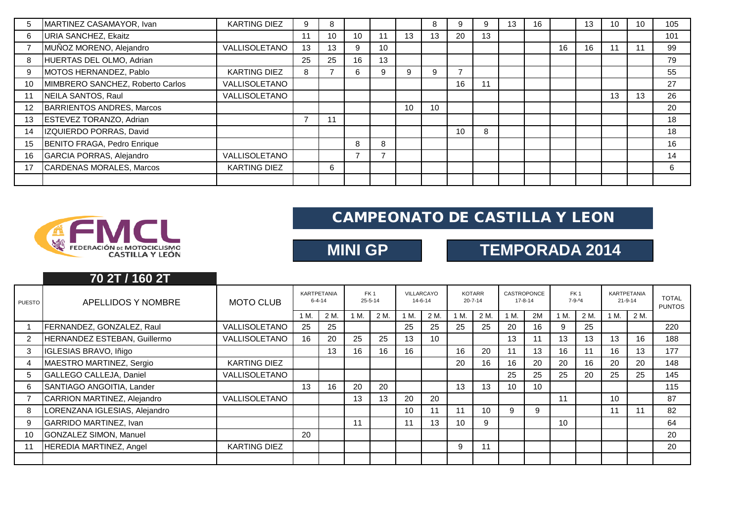| | | | | | | | | | | | | | | | | | |
|---|---|---|---|---|---|---|---|---|---|---|---|---|---|---|---|---|---|
| 5 | MARTINEZ CASAMAYOR, Ivan | KARTING DIEZ | 9 | 8 | | | | 8 | 9 | 9 | 13 | 16 | | 13 | 10 | 10 | 105 |
| 6 | URIA SANCHEZ, Ekaitz | | 11 | 10 | 10 | 11 | 13 | 13 | 20 | 13 | | | | | | | 101 |
| 7 | MUÑOZ MORENO, Alejandro | VALLISOLETANO | 13 | 13 | 9 | 10 | | | | | | | 16 | 16 | 11 | 11 | 99 |
| 8 | HUERTAS DEL OLMO, Adrian | | 25 | 25 | 16 | 13 | | | | | | | | | | | 79 |
| 9 | MOTOS HERNANDEZ, Pablo | KARTING DIEZ | 8 | 7 | 6 | 9 | 9 | 9 | 7 | | | | | | | | 55 |
| 10 | MIMBRERO SANCHEZ, Roberto Carlos | VALLISOLETANO | | | | | | | 16 | 11 | | | | | | | 27 |
| 11 | NEILA SANTOS, Raul | VALLISOLETANO | | | | | | | | | | | | | 13 | 13 | 26 |
| 12 | BARRIENTOS ANDRES, Marcos | | | | | | 10 | 10 | | | | | | | | | 20 |
| 13 | ESTEVEZ TORANZO, Adrian | | 7 | 11 | | | | | | | | | | | | | 18 |
| 14 | IZQUIERDO PORRAS, David | | | | | | | | 10 | 8 | | | | | | | 18 |
| 15 | BENITO FRAGA, Pedro Enrique | | | | 8 | 8 | | | | | | | | | | | 16 |
| 16 | GARCIA PORRAS, Alejandro | VALLISOLETANO | | | 7 | 7 | | | | | | | | | | | 14 |
| 17 | CARDENAS MORALES, Marcos | KARTING DIEZ | | 6 | | | | | | | | | | | | | 6 |
| | | | | | | | | | | | | | | | | | |

FEDERACIÓN DE MOTOCICLISMO CASTILLA Y LEÓN

# CAMPEONATO DE CASTILLA Y LEON

## MINI GP

## TEMPORADA 2014

### 70 2T / 160 2T

| PUESTO | APELLIDOS Y NOMBRE | MOTO CLUB | KARTPETANIA 6-4-14 | | FK 1 25-5-14 | | VILLARCAYO 14-6-14 | | KOTARR 20-7-14 | | CASTROPONCE 17-8-14 | | FK 1 7-9-º4 | | KARTPETANIA 21-9-14 | | TOTAL PUNTOS |
|---|---|---|---|---|---|---|---|---|---|---|---|---|---|---|---|---|---|
| | | | 1 M. | 2 M. | 1 M. | 2 M. | 1 M. | 2 M. | 1 M. | 2 M. | 1 M. | 2M | 1 M. | 2 M. | 1 M. | 2 M. | |
| 1 | FERNANDEZ, GONZALEZ, Raul | VALLISOLETANO | 25 | 25 | | | 25 | 25 | 25 | 25 | 20 | 16 | 9 | 25 | | | 220 |
| 2 | HERNANDEZ ESTEBAN, Guillermo | VALLISOLETANO | 16 | 20 | 25 | 25 | 13 | 10 | | | 13 | 11 | 13 | 13 | 13 | 16 | 188 |
| 3 | IGLESIAS BRAVO, Iñigo | | | 13 | 16 | 16 | 16 | | 16 | 20 | 11 | 13 | 16 | 11 | 16 | 13 | 177 |
| 4 | MAESTRO MARTINEZ, Sergio | KARTING DIEZ | | | | | | | 20 | 16 | 16 | 20 | 20 | 16 | 20 | 20 | 148 |
| 5 | GALLEGO CALLEJA, Daniel | VALLISOLETANO | | | | | | | | | 25 | 25 | 25 | 20 | 25 | 25 | 145 |
| 6 | SANTIAGO ANGOITIA, Lander | | 13 | 16 | 20 | 20 | | | 13 | 13 | 10 | 10 | | | | | 115 |
| 7 | CARRION MARTINEZ, Alejandro | VALLISOLETANO | | | 13 | 13 | 20 | 20 | | | | | 11 | | 10 | | 87 |
| 8 | LORENZANA IGLESIAS, Alejandro | | | | | | 10 | 11 | 11 | 10 | 9 | 9 | | | 11 | 11 | 82 |
| 9 | GARRIDO MARTINEZ, Ivan | | | | 11 | | 11 | 13 | 10 | 9 | | | 10 | | | | 64 |
| 10 | GONZALEZ SIMON, Manuel | | 20 | | | | | | | | | | | | | | 20 |
| 11 | HEREDIA MARTINEZ, Angel | KARTING DIEZ | | | | | | | 9 | 11 | | | | | | | 20 |
| | | | | | | | | | | | | | | | | | |